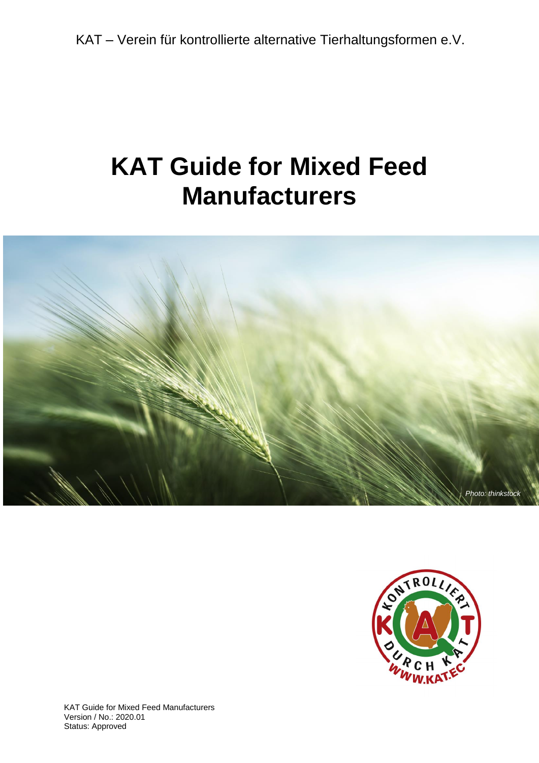KAT – Verein für kontrollierte alternative Tierhaltungsformen e.V.

# KAT Guide for Mixed Feed Manufacturers

*Photo: thinkstock*

KAT Guide for Mixed Feed Manufacturers
Version / No.: 2020.01
Status: Approved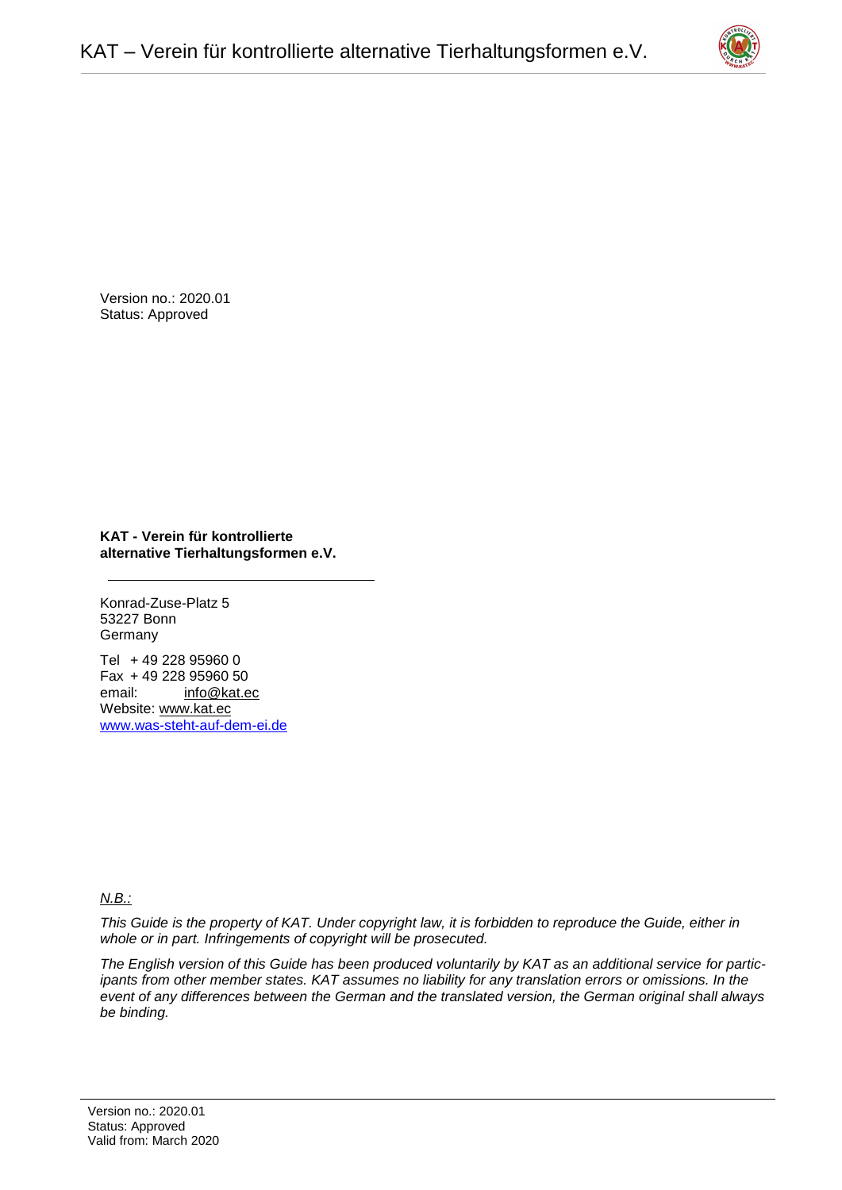Version no.: 2020.01
Status: Approved

**KAT - Verein für kontrollierte alternative Tierhaltungsformen e.V.**

---

Konrad-Zuse-Platz 5
53227 Bonn
Germany

Tel + 49 228 95960 0
Fax + 49 228 95960 50
email: info@kat.ec
Website: www.kat.ec
www.was-steht-auf-dem-ei.de

*N.B.:*

*This Guide is the property of KAT. Under copyright law, it is forbidden to reproduce the Guide, either in whole or in part. Infringements of copyright will be prosecuted.*

*The English version of this Guide has been produced voluntarily by KAT as an additional service for participants from other member states. KAT assumes no liability for any translation errors or omissions. In the event of any differences between the German and the translated version, the German original shall always be binding.*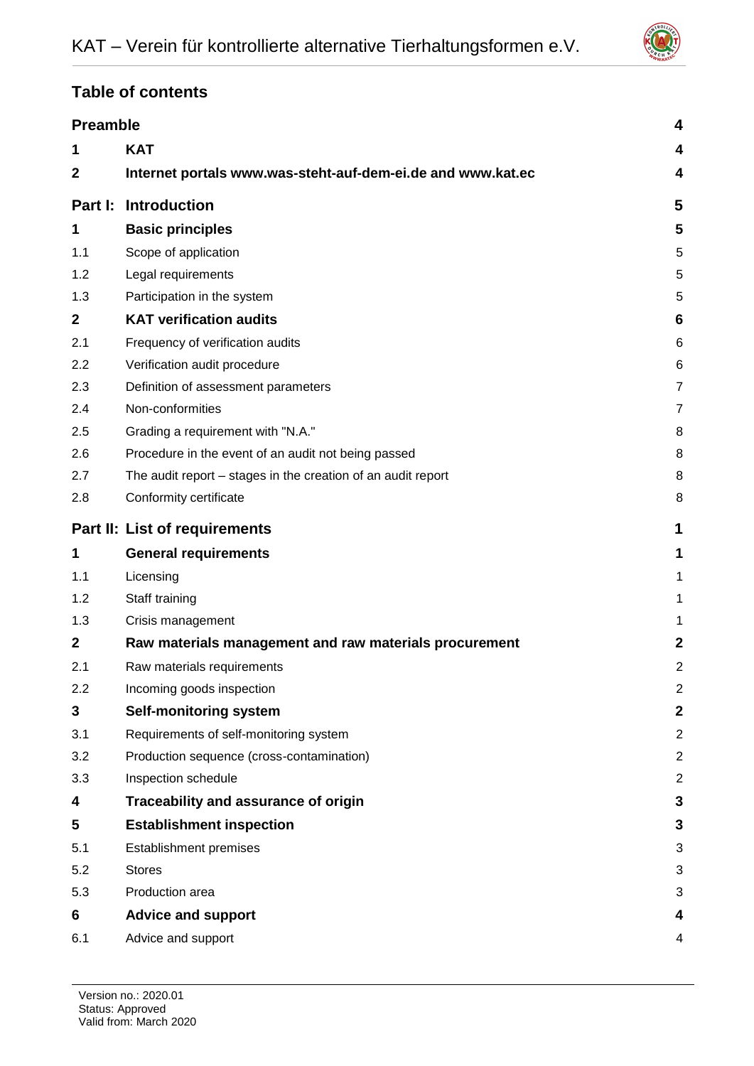## Table of contents

| | | |
|---|---|---|
| **Preamble** | | **4** |
| **1** | **KAT** | **4** |
| **2** | **Internet portals www.was-steht-auf-dem-ei.de and www.kat.ec** | **4** |
| **Part I:** | **Introduction** | **5** |
| **1** | **Basic principles** | **5** |
| 1.1 | Scope of application | 5 |
| 1.2 | Legal requirements | 5 |
| 1.3 | Participation in the system | 5 |
| **2** | **KAT verification audits** | **6** |
| 2.1 | Frequency of verification audits | 6 |
| 2.2 | Verification audit procedure | 6 |
| 2.3 | Definition of assessment parameters | 7 |
| 2.4 | Non-conformities | 7 |
| 2.5 | Grading a requirement with "N.A." | 8 |
| 2.6 | Procedure in the event of an audit not being passed | 8 |
| 2.7 | The audit report – stages in the creation of an audit report | 8 |
| 2.8 | Conformity certificate | 8 |
| **Part II:** | **List of requirements** | **1** |
| **1** | **General requirements** | **1** |
| 1.1 | Licensing | 1 |
| 1.2 | Staff training | 1 |
| 1.3 | Crisis management | 1 |
| **2** | **Raw materials management and raw materials procurement** | **2** |
| 2.1 | Raw materials requirements | 2 |
| 2.2 | Incoming goods inspection | 2 |
| **3** | **Self-monitoring system** | **2** |
| 3.1 | Requirements of self-monitoring system | 2 |
| 3.2 | Production sequence (cross-contamination) | 2 |
| 3.3 | Inspection schedule | 2 |
| **4** | **Traceability and assurance of origin** | **3** |
| **5** | **Establishment inspection** | **3** |
| 5.1 | Establishment premises | 3 |
| 5.2 | Stores | 3 |
| 5.3 | Production area | 3 |
| **6** | **Advice and support** | **4** |
| 6.1 | Advice and support | 4 |

Version no.: 2020.01
Status: Approved
Valid from: March 2020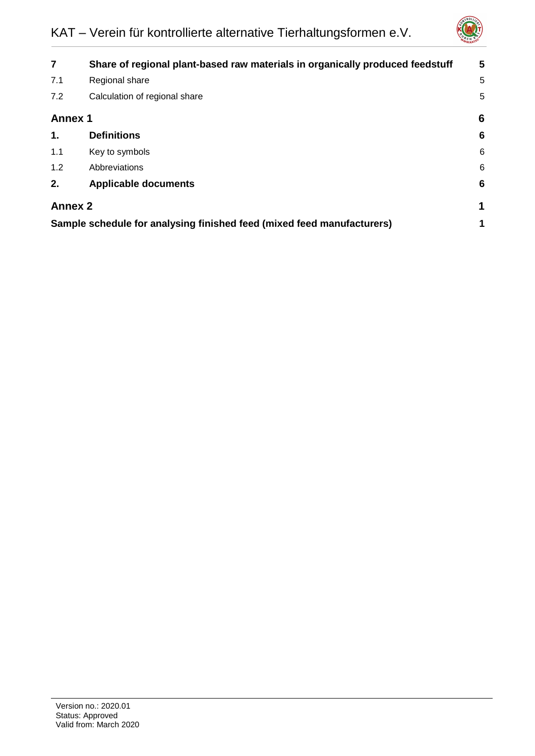| | | |
|---|---|---|
| **7** | **Share of regional plant-based raw materials in organically produced feedstuff** | **5** |
| 7.1 | Regional share | 5 |
| 7.2 | Calculation of regional share | 5 |
| **Annex 1** | | **6** |
| **1.** | **Definitions** | **6** |
| 1.1 | Key to symbols | 6 |
| 1.2 | Abbreviations | 6 |
| **2.** | **Applicable documents** | **6** |
| **Annex 2** | | **1** |
| **Sample schedule for analysing finished feed (mixed feed manufacturers)** | | **1** |

Version no.: 2020.01
Status: Approved
Valid from: March 2020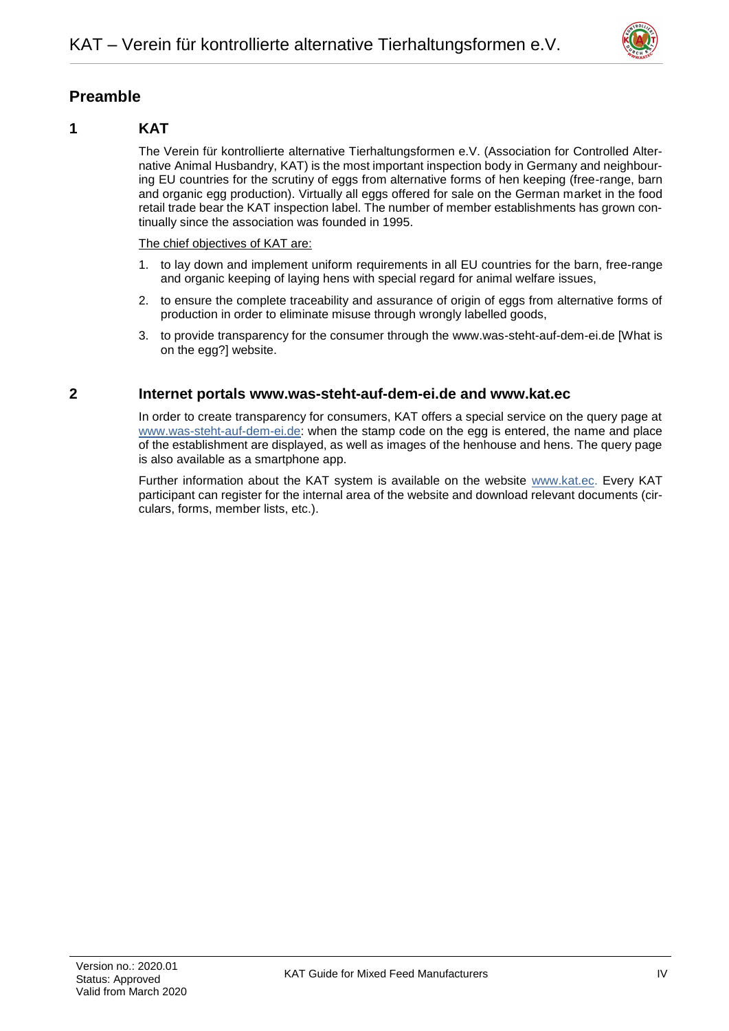# Preamble

## 1 KAT

The Verein für kontrollierte alternative Tierhaltungsformen e.V. (Association for Controlled Alternative Animal Husbandry, KAT) is the most important inspection body in Germany and neighbouring EU countries for the scrutiny of eggs from alternative forms of hen keeping (free-range, barn and organic egg production). Virtually all eggs offered for sale on the German market in the food retail trade bear the KAT inspection label. The number of member establishments has grown continually since the association was founded in 1995.

The chief objectives of KAT are:

1. to lay down and implement uniform requirements in all EU countries for the barn, free-range and organic keeping of laying hens with special regard for animal welfare issues,
2. to ensure the complete traceability and assurance of origin of eggs from alternative forms of production in order to eliminate misuse through wrongly labelled goods,
3. to provide transparency for the consumer through the www.was-steht-auf-dem-ei.de [What is on the egg?] website.

## 2 Internet portals www.was-steht-auf-dem-ei.de and www.kat.ec

In order to create transparency for consumers, KAT offers a special service on the query page at www.was-steht-auf-dem-ei.de: when the stamp code on the egg is entered, the name and place of the establishment are displayed, as well as images of the henhouse and hens. The query page is also available as a smartphone app.

Further information about the KAT system is available on the website www.kat.ec. Every KAT participant can register for the internal area of the website and download relevant documents (circulars, forms, member lists, etc.).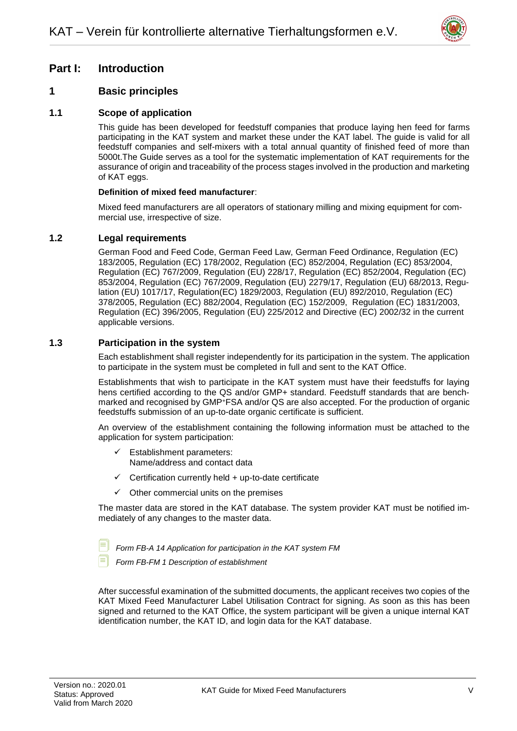# Part I: Introduction

## 1 Basic principles

### 1.1 Scope of application

This guide has been developed for feedstuff companies that produce laying hen feed for farms participating in the KAT system and market these under the KAT label. The guide is valid for all feedstuff companies and self-mixers with a total annual quantity of finished feed of more than 5000t.The Guide serves as a tool for the systematic implementation of KAT requirements for the assurance of origin and traceability of the process stages involved in the production and marketing of KAT eggs.

**Definition of mixed feed manufacturer**:

Mixed feed manufacturers are all operators of stationary milling and mixing equipment for commercial use, irrespective of size.

### 1.2 Legal requirements

German Food and Feed Code, German Feed Law, German Feed Ordinance, Regulation (EC) 183/2005, Regulation (EC) 178/2002, Regulation (EC) 852/2004, Regulation (EC) 853/2004, Regulation (EC) 767/2009, Regulation (EU) 228/17, Regulation (EC) 852/2004, Regulation (EC) 853/2004, Regulation (EC) 767/2009, Regulation (EU) 2279/17, Regulation (EU) 68/2013, Regulation (EU) 1017/17, Regulation(EC) 1829/2003, Regulation (EU) 892/2010, Regulation (EC) 378/2005, Regulation (EC) 882/2004, Regulation (EC) 152/2009, Regulation (EC) 1831/2003, Regulation (EC) 396/2005, Regulation (EU) 225/2012 and Directive (EC) 2002/32 in the current applicable versions.

### 1.3 Participation in the system

Each establishment shall register independently for its participation in the system. The application to participate in the system must be completed in full and sent to the KAT Office.

Establishments that wish to participate in the KAT system must have their feedstuffs for laying hens certified according to the QS and/or GMP+ standard. Feedstuff standards that are benchmarked and recognised by GMP+FSA and/or QS are also accepted. For the production of organic feedstuffs submission of an up-to-date organic certificate is sufficient.

An overview of the establishment containing the following information must be attached to the application for system participation:

- ✓ Establishment parameters:
  Name/address and contact data
- ✓ Certification currently held + up-to-date certificate
- ✓ Other commercial units on the premises

The master data are stored in the KAT database. The system provider KAT must be notified immediately of any changes to the master data.

*Form FB-A 14 Application for participation in the KAT system FM*

*Form FB-FM 1 Description of establishment*

After successful examination of the submitted documents, the applicant receives two copies of the KAT Mixed Feed Manufacturer Label Utilisation Contract for signing. As soon as this has been signed and returned to the KAT Office, the system participant will be given a unique internal KAT identification number, the KAT ID, and login data for the KAT database.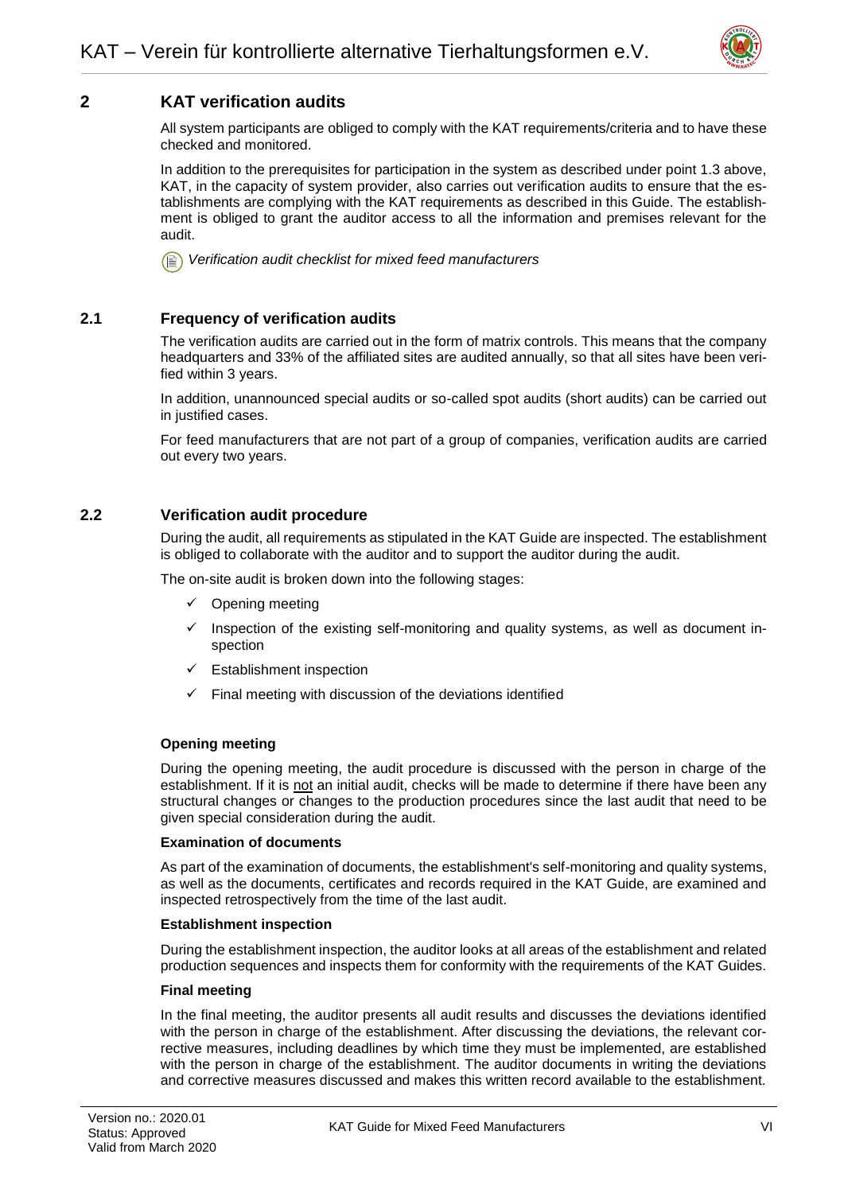## 2 KAT verification audits

All system participants are obliged to comply with the KAT requirements/criteria and to have these checked and monitored.

In addition to the prerequisites for participation in the system as described under point 1.3 above, KAT, in the capacity of system provider, also carries out verification audits to ensure that the establishments are complying with the KAT requirements as described in this Guide. The establishment is obliged to grant the auditor access to all the information and premises relevant for the audit.

*Verification audit checklist for mixed feed manufacturers*

### 2.1 Frequency of verification audits

The verification audits are carried out in the form of matrix controls. This means that the company headquarters and 33% of the affiliated sites are audited annually, so that all sites have been verified within 3 years.

In addition, unannounced special audits or so-called spot audits (short audits) can be carried out in justified cases.

For feed manufacturers that are not part of a group of companies, verification audits are carried out every two years.

### 2.2 Verification audit procedure

During the audit, all requirements as stipulated in the KAT Guide are inspected. The establishment is obliged to collaborate with the auditor and to support the auditor during the audit.

The on-site audit is broken down into the following stages:

- ✓ Opening meeting
- ✓ Inspection of the existing self-monitoring and quality systems, as well as document inspection
- ✓ Establishment inspection
- ✓ Final meeting with discussion of the deviations identified

**Opening meeting**

During the opening meeting, the audit procedure is discussed with the person in charge of the establishment. If it is not an initial audit, checks will be made to determine if there have been any structural changes or changes to the production procedures since the last audit that need to be given special consideration during the audit.

**Examination of documents**

As part of the examination of documents, the establishment's self-monitoring and quality systems, as well as the documents, certificates and records required in the KAT Guide, are examined and inspected retrospectively from the time of the last audit.

**Establishment inspection**

During the establishment inspection, the auditor looks at all areas of the establishment and related production sequences and inspects them for conformity with the requirements of the KAT Guides.

**Final meeting**

In the final meeting, the auditor presents all audit results and discusses the deviations identified with the person in charge of the establishment. After discussing the deviations, the relevant corrective measures, including deadlines by which time they must be implemented, are established with the person in charge of the establishment. The auditor documents in writing the deviations and corrective measures discussed and makes this written record available to the establishment.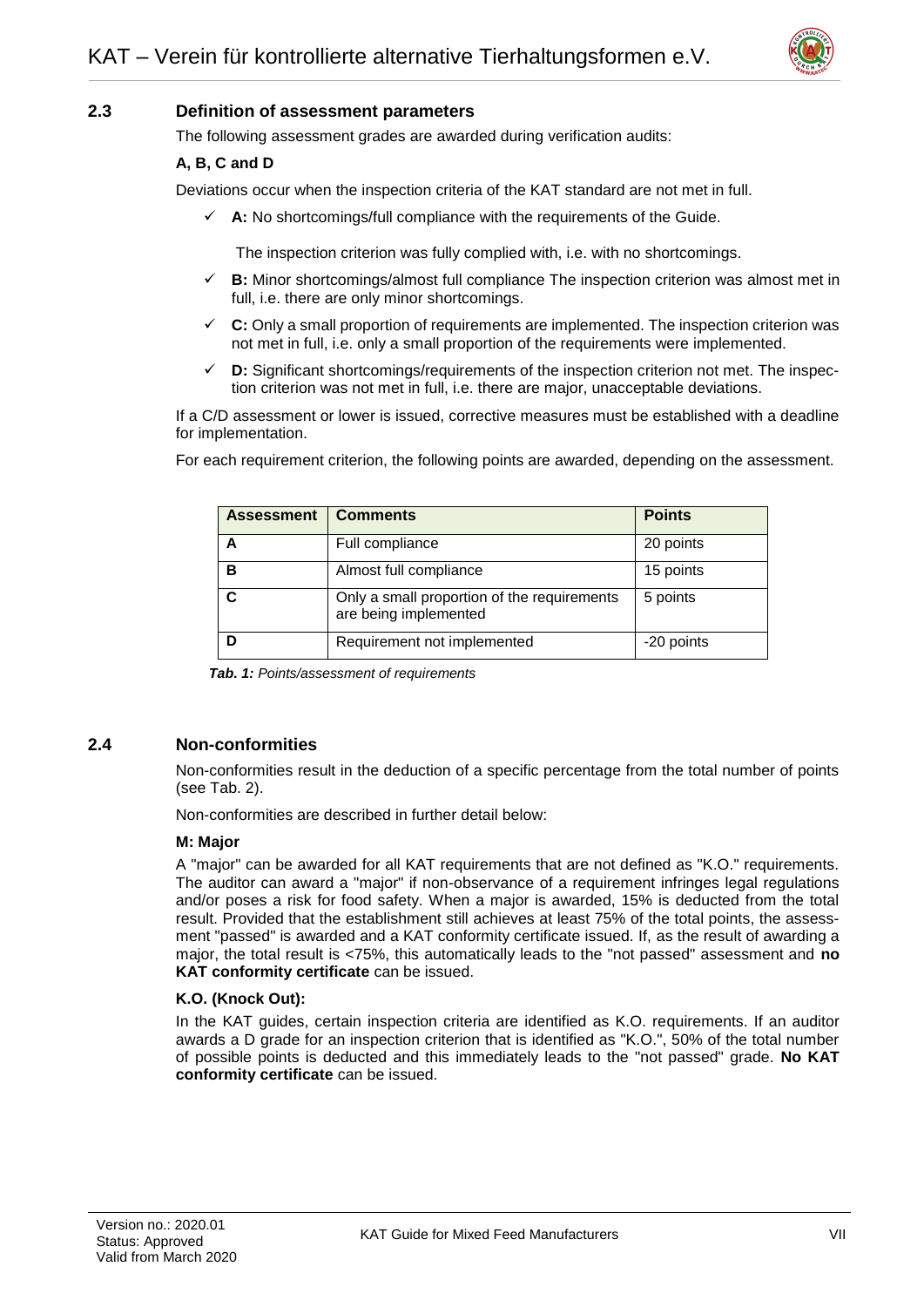## 2.3 Definition of assessment parameters

The following assessment grades are awarded during verification audits:

**A, B, C and D**

Deviations occur when the inspection criteria of the KAT standard are not met in full.

- ✓ **A:** No shortcomings/full compliance with the requirements of the Guide.

  The inspection criterion was fully complied with, i.e. with no shortcomings.

- ✓ **B:** Minor shortcomings/almost full compliance The inspection criterion was almost met in full, i.e. there are only minor shortcomings.
- ✓ **C:** Only a small proportion of requirements are implemented. The inspection criterion was not met in full, i.e. only a small proportion of the requirements were implemented.
- ✓ **D:** Significant shortcomings/requirements of the inspection criterion not met. The inspection criterion was not met in full, i.e. there are major, unacceptable deviations.

If a C/D assessment or lower is issued, corrective measures must be established with a deadline for implementation.

For each requirement criterion, the following points are awarded, depending on the assessment.

| Assessment | Comments | Points |
|---|---|---|
| **A** | Full compliance | 20 points |
| **B** | Almost full compliance | 15 points |
| **C** | Only a small proportion of the requirements are being implemented | 5 points |
| **D** | Requirement not implemented | -20 points |

***Tab. 1:*** *Points/assessment of requirements*

## 2.4 Non-conformities

Non-conformities result in the deduction of a specific percentage from the total number of points (see Tab. 2).

Non-conformities are described in further detail below:

**M: Major**

A "major" can be awarded for all KAT requirements that are not defined as "K.O." requirements. The auditor can award a "major" if non-observance of a requirement infringes legal regulations and/or poses a risk for food safety. When a major is awarded, 15% is deducted from the total result. Provided that the establishment still achieves at least 75% of the total points, the assessment "passed" is awarded and a KAT conformity certificate issued. If, as the result of awarding a major, the total result is <75%, this automatically leads to the "not passed" assessment and **no KAT conformity certificate** can be issued.

**K.O. (Knock Out):**

In the KAT guides, certain inspection criteria are identified as K.O. requirements. If an auditor awards a D grade for an inspection criterion that is identified as "K.O.", 50% of the total number of possible points is deducted and this immediately leads to the "not passed" grade. **No KAT conformity certificate** can be issued.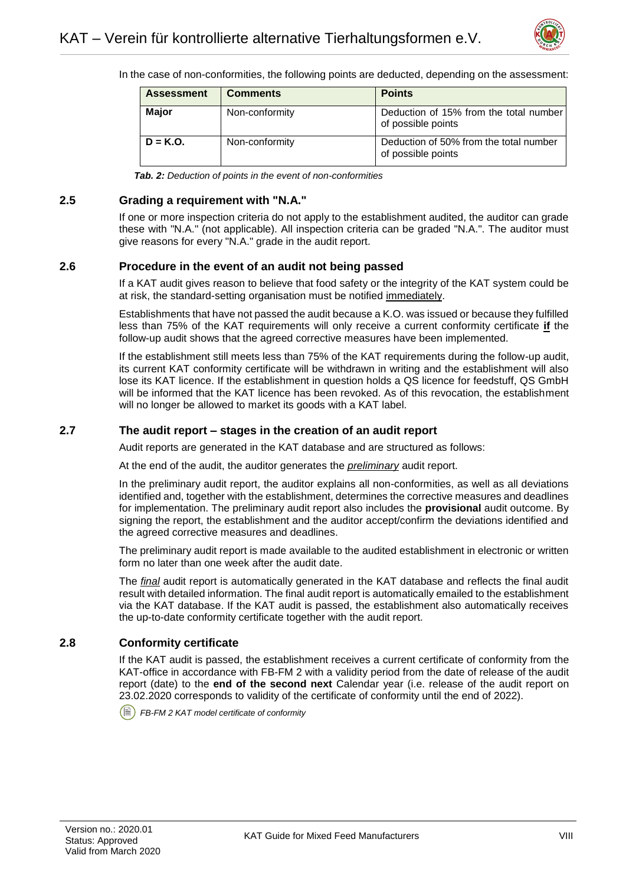In the case of non-conformities, the following points are deducted, depending on the assessment:

| Assessment | Comments | Points |
|---|---|---|
| **Major** | Non-conformity | Deduction of 15% from the total number of possible points |
| **D = K.O.** | Non-conformity | Deduction of 50% from the total number of possible points |

***Tab. 2:*** *Deduction of points in the event of non-conformities*

## 2.5 Grading a requirement with "N.A."

If one or more inspection criteria do not apply to the establishment audited, the auditor can grade these with "N.A." (not applicable). All inspection criteria can be graded "N.A.". The auditor must give reasons for every "N.A." grade in the audit report.

## 2.6 Procedure in the event of an audit not being passed

If a KAT audit gives reason to believe that food safety or the integrity of the KAT system could be at risk, the standard-setting organisation must be notified immediately.

Establishments that have not passed the audit because a K.O. was issued or because they fulfilled less than 75% of the KAT requirements will only receive a current conformity certificate **if** the follow-up audit shows that the agreed corrective measures have been implemented.

If the establishment still meets less than 75% of the KAT requirements during the follow-up audit, its current KAT conformity certificate will be withdrawn in writing and the establishment will also lose its KAT licence. If the establishment in question holds a QS licence for feedstuff, QS GmbH will be informed that the KAT licence has been revoked. As of this revocation, the establishment will no longer be allowed to market its goods with a KAT label.

## 2.7 The audit report – stages in the creation of an audit report

Audit reports are generated in the KAT database and are structured as follows:

At the end of the audit, the auditor generates the *preliminary* audit report.

In the preliminary audit report, the auditor explains all non-conformities, as well as all deviations identified and, together with the establishment, determines the corrective measures and deadlines for implementation. The preliminary audit report also includes the **provisional** audit outcome. By signing the report, the establishment and the auditor accept/confirm the deviations identified and the agreed corrective measures and deadlines.

The preliminary audit report is made available to the audited establishment in electronic or written form no later than one week after the audit date.

The *final* audit report is automatically generated in the KAT database and reflects the final audit result with detailed information. The final audit report is automatically emailed to the establishment via the KAT database. If the KAT audit is passed, the establishment also automatically receives the up-to-date conformity certificate together with the audit report.

## 2.8 Conformity certificate

If the KAT audit is passed, the establishment receives a current certificate of conformity from the KAT-office in accordance with FB-FM 2 with a validity period from the date of release of the audit report (date) to the **end of the second next** Calendar year (i.e. release of the audit report on 23.02.2020 corresponds to validity of the certificate of conformity until the end of 2022).

*FB-FM 2 KAT model certificate of conformity*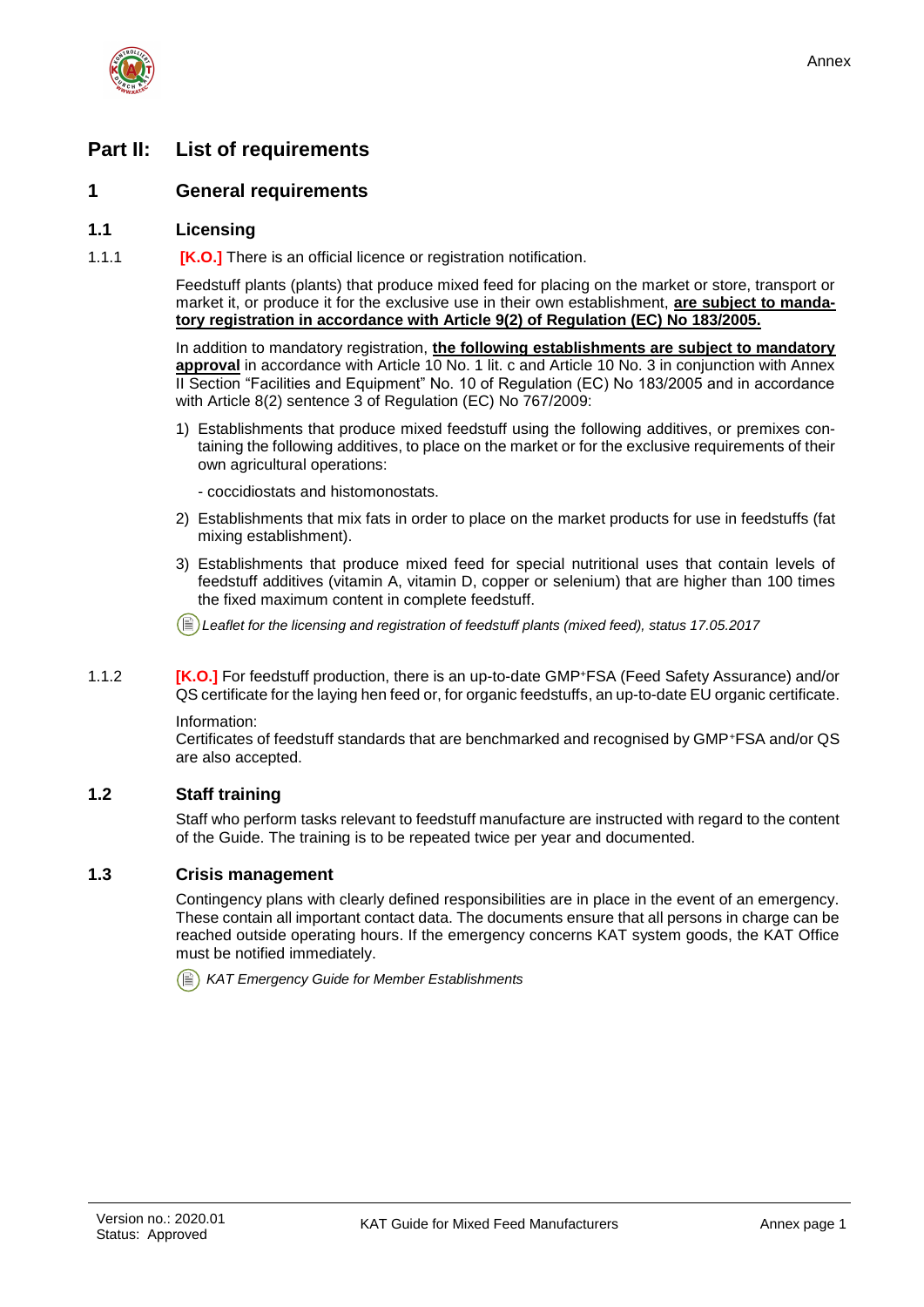# Part II: List of requirements

## 1 General requirements

### 1.1 Licensing

1.1.1 **[K.O.]** There is an official licence or registration notification.

Feedstuff plants (plants) that produce mixed feed for placing on the market or store, transport or market it, or produce it for the exclusive use in their own establishment, **are subject to mandatory registration in accordance with Article 9(2) of Regulation (EC) No 183/2005.**

In addition to mandatory registration, **the following establishments are subject to mandatory approval** in accordance with Article 10 No. 1 lit. c and Article 10 No. 3 in conjunction with Annex II Section "Facilities and Equipment" No. 10 of Regulation (EC) No 183/2005 and in accordance with Article 8(2) sentence 3 of Regulation (EC) No 767/2009:

1) Establishments that produce mixed feedstuff using the following additives, or premixes containing the following additives, to place on the market or for the exclusive requirements of their own agricultural operations:

   - coccidiostats and histomonostats.

2) Establishments that mix fats in order to place on the market products for use in feedstuffs (fat mixing establishment).

3) Establishments that produce mixed feed for special nutritional uses that contain levels of feedstuff additives (vitamin A, vitamin D, copper or selenium) that are higher than 100 times the fixed maximum content in complete feedstuff.

*Leaflet for the licensing and registration of feedstuff plants (mixed feed), status 17.05.2017*

1.1.2 **[K.O.]** For feedstuff production, there is an up-to-date GMP+FSA (Feed Safety Assurance) and/or QS certificate for the laying hen feed or, for organic feedstuffs, an up-to-date EU organic certificate.

Information:
Certificates of feedstuff standards that are benchmarked and recognised by GMP+FSA and/or QS are also accepted.

### 1.2 Staff training

Staff who perform tasks relevant to feedstuff manufacture are instructed with regard to the content of the Guide. The training is to be repeated twice per year and documented.

### 1.3 Crisis management

Contingency plans with clearly defined responsibilities are in place in the event of an emergency. These contain all important contact data. The documents ensure that all persons in charge can be reached outside operating hours. If the emergency concerns KAT system goods, the KAT Office must be notified immediately.

*KAT Emergency Guide for Member Establishments*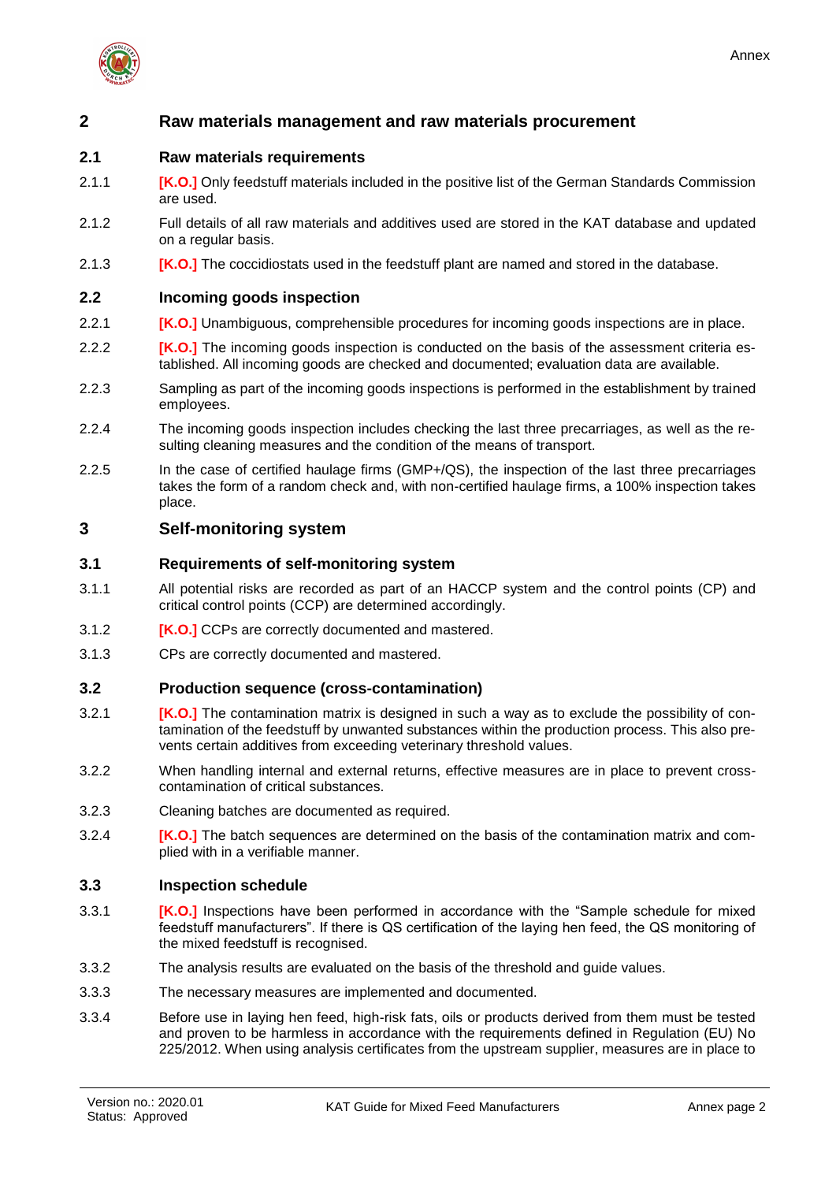## 2 Raw materials management and raw materials procurement

### 2.1 Raw materials requirements

2.1.1 **[K.O.]** Only feedstuff materials included in the positive list of the German Standards Commission are used.

2.1.2 Full details of all raw materials and additives used are stored in the KAT database and updated on a regular basis.

2.1.3 **[K.O.]** The coccidiostats used in the feedstuff plant are named and stored in the database.

### 2.2 Incoming goods inspection

2.2.1 **[K.O.]** Unambiguous, comprehensible procedures for incoming goods inspections are in place.

2.2.2 **[K.O.]** The incoming goods inspection is conducted on the basis of the assessment criteria established. All incoming goods are checked and documented; evaluation data are available.

2.2.3 Sampling as part of the incoming goods inspections is performed in the establishment by trained employees.

2.2.4 The incoming goods inspection includes checking the last three precarriages, as well as the resulting cleaning measures and the condition of the means of transport.

2.2.5 In the case of certified haulage firms (GMP+/QS), the inspection of the last three precarriages takes the form of a random check and, with non-certified haulage firms, a 100% inspection takes place.

## 3 Self-monitoring system

### 3.1 Requirements of self-monitoring system

3.1.1 All potential risks are recorded as part of an HACCP system and the control points (CP) and critical control points (CCP) are determined accordingly.

3.1.2 **[K.O.]** CCPs are correctly documented and mastered.

3.1.3 CPs are correctly documented and mastered.

### 3.2 Production sequence (cross-contamination)

3.2.1 **[K.O.]** The contamination matrix is designed in such a way as to exclude the possibility of contamination of the feedstuff by unwanted substances within the production process. This also prevents certain additives from exceeding veterinary threshold values.

3.2.2 When handling internal and external returns, effective measures are in place to prevent cross-contamination of critical substances.

3.2.3 Cleaning batches are documented as required.

3.2.4 **[K.O.]** The batch sequences are determined on the basis of the contamination matrix and complied with in a verifiable manner.

### 3.3 Inspection schedule

3.3.1 **[K.O.]** Inspections have been performed in accordance with the "Sample schedule for mixed feedstuff manufacturers". If there is QS certification of the laying hen feed, the QS monitoring of the mixed feedstuff is recognised.

3.3.2 The analysis results are evaluated on the basis of the threshold and guide values.

3.3.3 The necessary measures are implemented and documented.

3.3.4 Before use in laying hen feed, high-risk fats, oils or products derived from them must be tested and proven to be harmless in accordance with the requirements defined in Regulation (EU) No 225/2012. When using analysis certificates from the upstream supplier, measures are in place to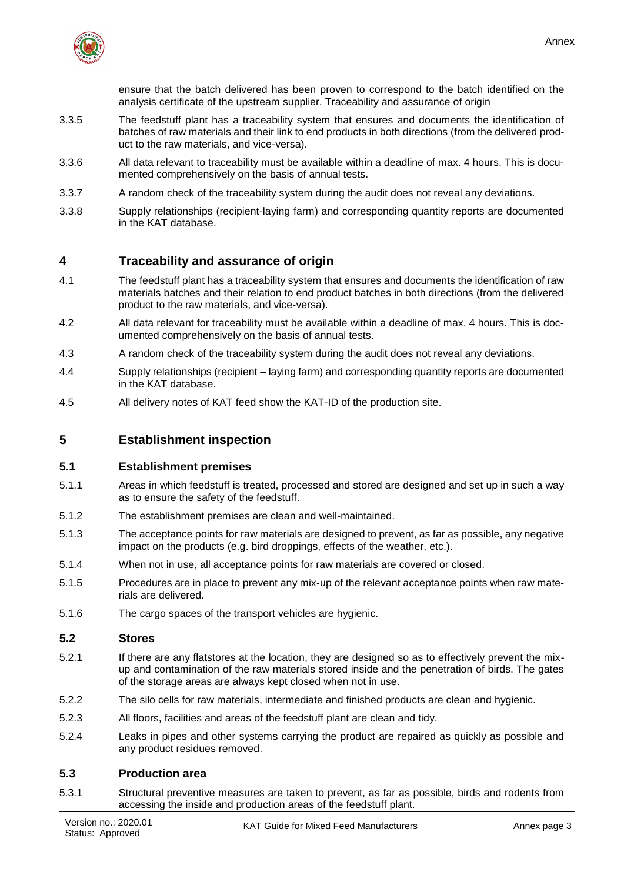ensure that the batch delivered has been proven to correspond to the batch identified on the analysis certificate of the upstream supplier. Traceability and assurance of origin

3.3.5 The feedstuff plant has a traceability system that ensures and documents the identification of batches of raw materials and their link to end products in both directions (from the delivered product to the raw materials, and vice-versa).

3.3.6 All data relevant to traceability must be available within a deadline of max. 4 hours. This is documented comprehensively on the basis of annual tests.

3.3.7 A random check of the traceability system during the audit does not reveal any deviations.

3.3.8 Supply relationships (recipient-laying farm) and corresponding quantity reports are documented in the KAT database.

## 4 Traceability and assurance of origin

4.1 The feedstuff plant has a traceability system that ensures and documents the identification of raw materials batches and their relation to end product batches in both directions (from the delivered product to the raw materials, and vice-versa).

4.2 All data relevant for traceability must be available within a deadline of max. 4 hours. This is documented comprehensively on the basis of annual tests.

4.3 A random check of the traceability system during the audit does not reveal any deviations.

4.4 Supply relationships (recipient – laying farm) and corresponding quantity reports are documented in the KAT database.

4.5 All delivery notes of KAT feed show the KAT-ID of the production site.

## 5 Establishment inspection

### 5.1 Establishment premises

5.1.1 Areas in which feedstuff is treated, processed and stored are designed and set up in such a way as to ensure the safety of the feedstuff.

5.1.2 The establishment premises are clean and well-maintained.

5.1.3 The acceptance points for raw materials are designed to prevent, as far as possible, any negative impact on the products (e.g. bird droppings, effects of the weather, etc.).

5.1.4 When not in use, all acceptance points for raw materials are covered or closed.

5.1.5 Procedures are in place to prevent any mix-up of the relevant acceptance points when raw materials are delivered.

5.1.6 The cargo spaces of the transport vehicles are hygienic.

### 5.2 Stores

5.2.1 If there are any flatstores at the location, they are designed so as to effectively prevent the mix-up and contamination of the raw materials stored inside and the penetration of birds. The gates of the storage areas are always kept closed when not in use.

5.2.2 The silo cells for raw materials, intermediate and finished products are clean and hygienic.

5.2.3 All floors, facilities and areas of the feedstuff plant are clean and tidy.

5.2.4 Leaks in pipes and other systems carrying the product are repaired as quickly as possible and any product residues removed.

### 5.3 Production area

5.3.1 Structural preventive measures are taken to prevent, as far as possible, birds and rodents from accessing the inside and production areas of the feedstuff plant.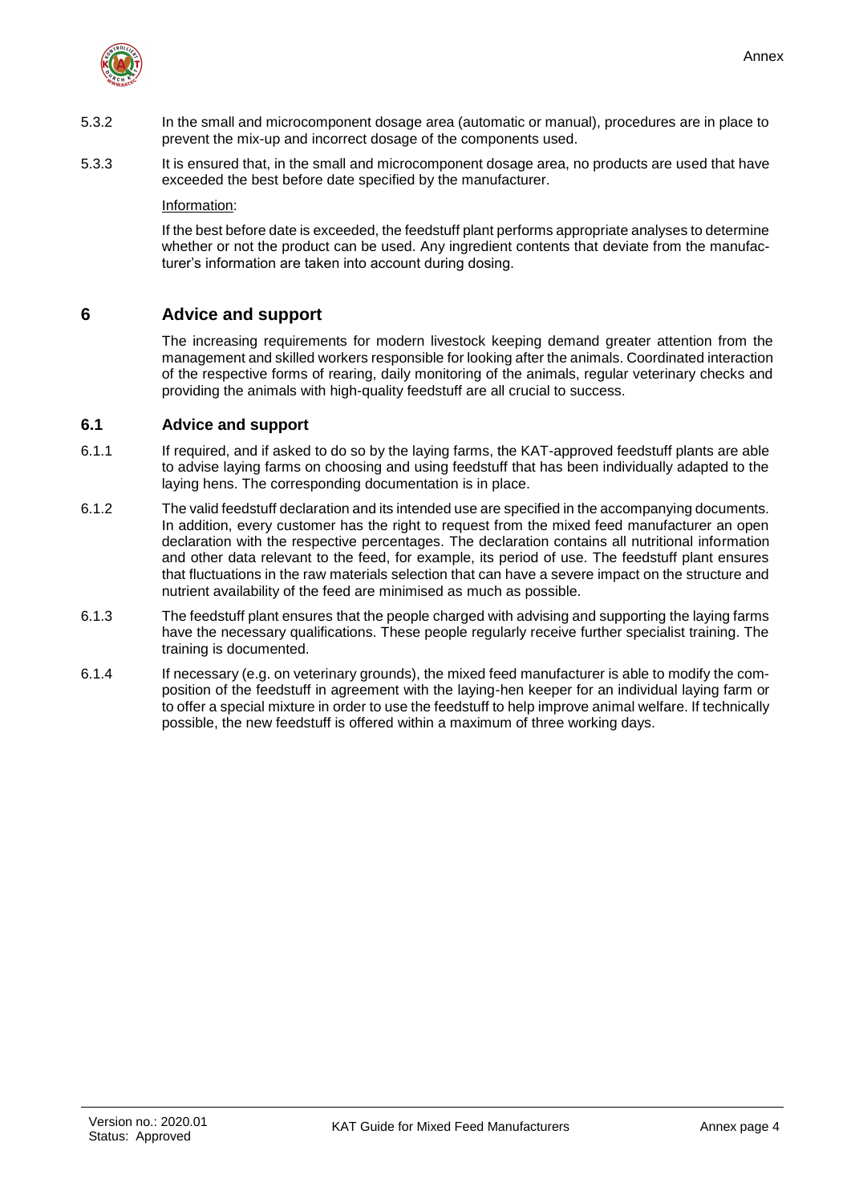5.3.2 In the small and microcomponent dosage area (automatic or manual), procedures are in place to prevent the mix-up and incorrect dosage of the components used.

5.3.3 It is ensured that, in the small and microcomponent dosage area, no products are used that have exceeded the best before date specified by the manufacturer.

Information:

If the best before date is exceeded, the feedstuff plant performs appropriate analyses to determine whether or not the product can be used. Any ingredient contents that deviate from the manufacturer's information are taken into account during dosing.

# 6 Advice and support

The increasing requirements for modern livestock keeping demand greater attention from the management and skilled workers responsible for looking after the animals. Coordinated interaction of the respective forms of rearing, daily monitoring of the animals, regular veterinary checks and providing the animals with high-quality feedstuff are all crucial to success.

## 6.1 Advice and support

6.1.1 If required, and if asked to do so by the laying farms, the KAT-approved feedstuff plants are able to advise laying farms on choosing and using feedstuff that has been individually adapted to the laying hens. The corresponding documentation is in place.

6.1.2 The valid feedstuff declaration and its intended use are specified in the accompanying documents. In addition, every customer has the right to request from the mixed feed manufacturer an open declaration with the respective percentages. The declaration contains all nutritional information and other data relevant to the feed, for example, its period of use. The feedstuff plant ensures that fluctuations in the raw materials selection that can have a severe impact on the structure and nutrient availability of the feed are minimised as much as possible.

6.1.3 The feedstuff plant ensures that the people charged with advising and supporting the laying farms have the necessary qualifications. These people regularly receive further specialist training. The training is documented.

6.1.4 If necessary (e.g. on veterinary grounds), the mixed feed manufacturer is able to modify the composition of the feedstuff in agreement with the laying-hen keeper for an individual laying farm or to offer a special mixture in order to use the feedstuff to help improve animal welfare. If technically possible, the new feedstuff is offered within a maximum of three working days.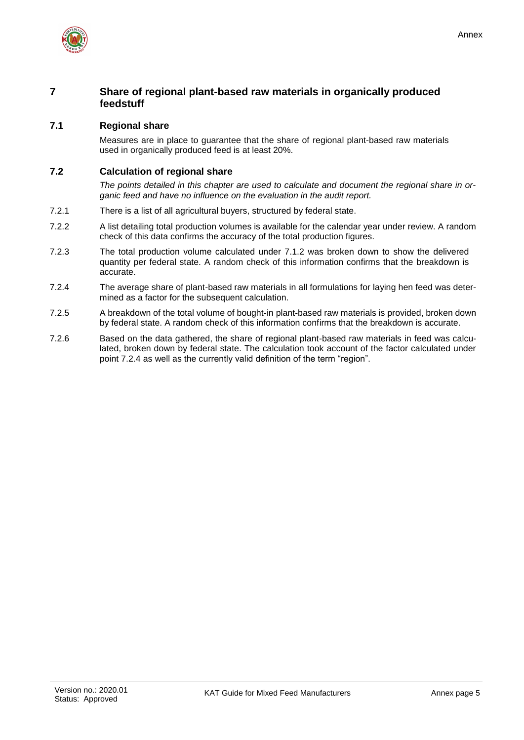# 7 Share of regional plant-based raw materials in organically produced feedstuff

## 7.1 Regional share

Measures are in place to guarantee that the share of regional plant-based raw materials used in organically produced feed is at least 20%.

## 7.2 Calculation of regional share

*The points detailed in this chapter are used to calculate and document the regional share in organic feed and have no influence on the evaluation in the audit report.*

7.2.1 There is a list of all agricultural buyers, structured by federal state.

7.2.2 A list detailing total production volumes is available for the calendar year under review. A random check of this data confirms the accuracy of the total production figures.

7.2.3 The total production volume calculated under 7.1.2 was broken down to show the delivered quantity per federal state. A random check of this information confirms that the breakdown is accurate.

7.2.4 The average share of plant-based raw materials in all formulations for laying hen feed was determined as a factor for the subsequent calculation.

7.2.5 A breakdown of the total volume of bought-in plant-based raw materials is provided, broken down by federal state. A random check of this information confirms that the breakdown is accurate.

7.2.6 Based on the data gathered, the share of regional plant-based raw materials in feed was calculated, broken down by federal state. The calculation took account of the factor calculated under point 7.2.4 as well as the currently valid definition of the term "region".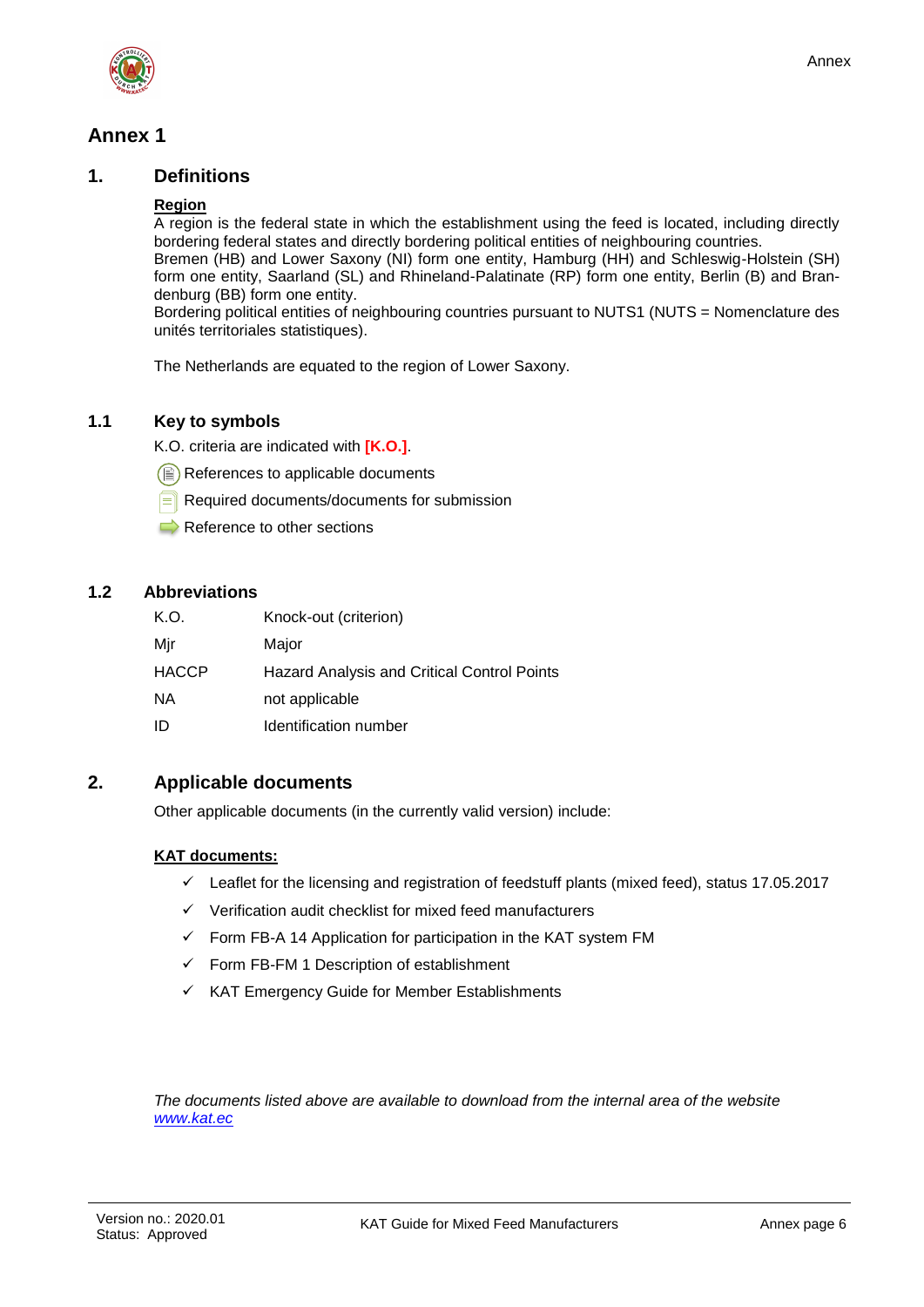# Annex 1

## 1. Definitions

**Region**

A region is the federal state in which the establishment using the feed is located, including directly bordering federal states and directly bordering political entities of neighbouring countries.
Bremen (HB) and Lower Saxony (NI) form one entity, Hamburg (HH) and Schleswig-Holstein (SH) form one entity, Saarland (SL) and Rhineland-Palatinate (RP) form one entity, Berlin (B) and Brandenburg (BB) form one entity.
Bordering political entities of neighbouring countries pursuant to NUTS1 (NUTS = Nomenclature des unités territoriales statistiques).

The Netherlands are equated to the region of Lower Saxony.

### 1.1 Key to symbols

K.O. criteria are indicated with **[K.O.]**.

References to applicable documents

Required documents/documents for submission

Reference to other sections

### 1.2 Abbreviations

| | |
|---|---|
| K.O. | Knock-out (criterion) |
| Mjr | Major |
| HACCP | Hazard Analysis and Critical Control Points |
| NA | not applicable |
| ID | Identification number |

## 2. Applicable documents

Other applicable documents (in the currently valid version) include:

**KAT documents:**

- ✓ Leaflet for the licensing and registration of feedstuff plants (mixed feed), status 17.05.2017
- ✓ Verification audit checklist for mixed feed manufacturers
- ✓ Form FB-A 14 Application for participation in the KAT system FM
- ✓ Form FB-FM 1 Description of establishment
- ✓ KAT Emergency Guide for Member Establishments

*The documents listed above are available to download from the internal area of the website [www.kat.ec](www.kat.ec)*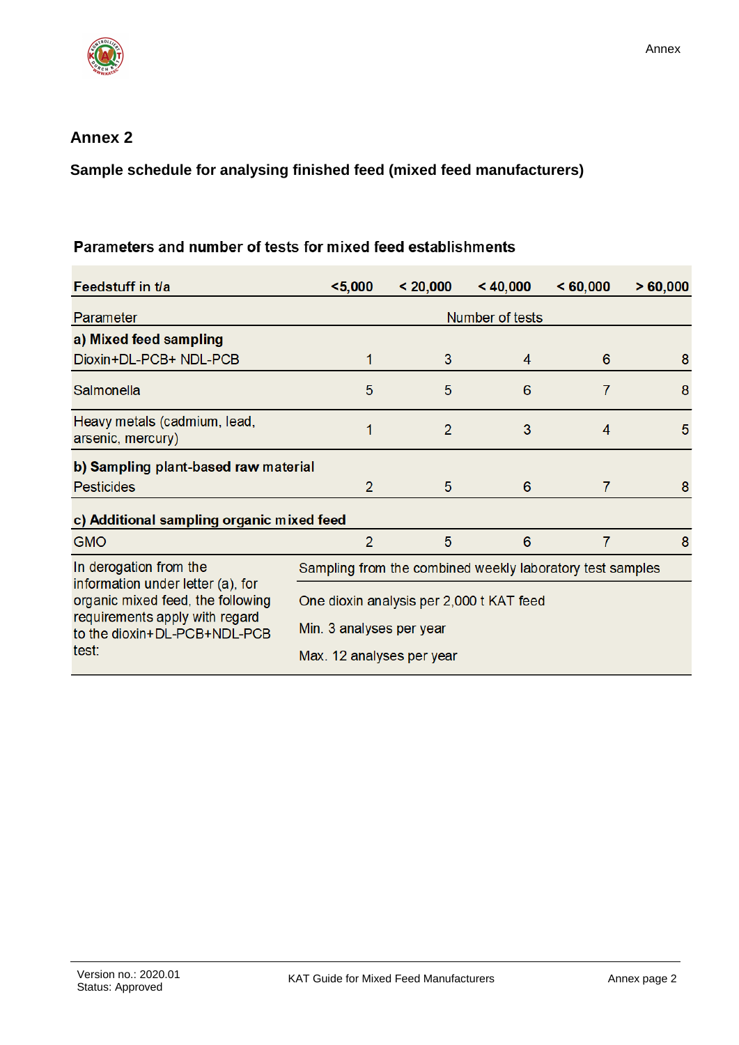## Annex 2

**Sample schedule for analysing finished feed (mixed feed manufacturers)**

**Parameters and number of tests for mixed feed establishments**

| **Feedstuff in t/a** | **<5,000** | **< 20,000** | **< 40,000** | **< 60,000** | **> 60,000** |
|---|---|---|---|---|---|
| Parameter | Number of tests | | | | |
| **a) Mixed feed sampling** | | | | | |
| Dioxin+DL-PCB+ NDL-PCB | 1 | 3 | 4 | 6 | 8 |
| Salmonella | 5 | 5 | 6 | 7 | 8 |
| Heavy metals (cadmium, lead, arsenic, mercury) | 1 | 2 | 3 | 4 | 5 |
| **b) Sampling plant-based raw material** | | | | | |
| Pesticides | 2 | 5 | 6 | 7 | 8 |
| **c) Additional sampling organic mixed feed** | | | | | |
| GMO | 2 | 5 | 6 | 7 | 8 |
| In derogation from the information under letter (a), for organic mixed feed, the following requirements apply with regard to the dioxin+DL-PCB+NDL-PCB test: | Sampling from the combined weekly laboratory test samples<br>One dioxin analysis per 2,000 t KAT feed<br>Min. 3 analyses per year<br>Max. 12 analyses per year | | | | |